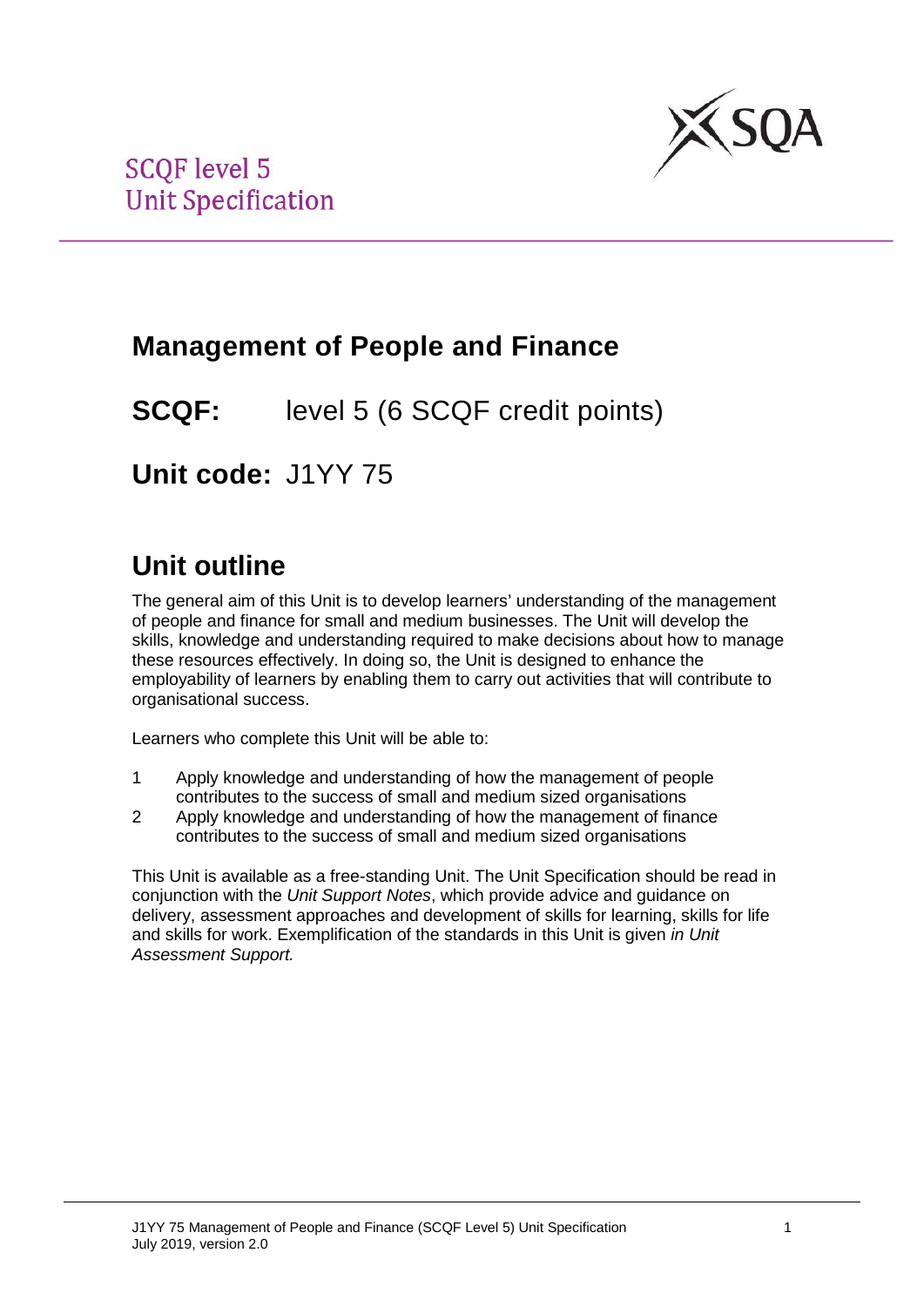SCQF level 5
Unit Specification

# Management of People and Finance

## SCQF: level 5 (6 SCQF credit points)

## Unit code: J1YY 75

## Unit outline

The general aim of this Unit is to develop learners' understanding of the management of people and finance for small and medium businesses. The Unit will develop the skills, knowledge and understanding required to make decisions about how to manage these resources effectively. In doing so, the Unit is designed to enhance the employability of learners by enabling them to carry out activities that will contribute to organisational success.

Learners who complete this Unit will be able to:

1. Apply knowledge and understanding of how the management of people contributes to the success of small and medium sized organisations
2. Apply knowledge and understanding of how the management of finance contributes to the success of small and medium sized organisations

This Unit is available as a free-standing Unit. The Unit Specification should be read in conjunction with the *Unit Support Notes*, which provide advice and guidance on delivery, assessment approaches and development of skills for learning, skills for life and skills for work. Exemplification of the standards in this Unit is given *in Unit Assessment Support.*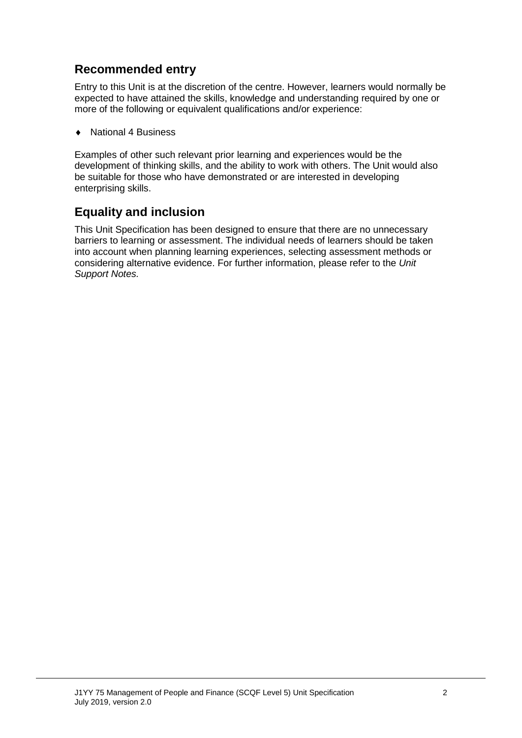## Recommended entry

Entry to this Unit is at the discretion of the centre. However, learners would normally be expected to have attained the skills, knowledge and understanding required by one or more of the following or equivalent qualifications and/or experience:

- National 4 Business

Examples of other such relevant prior learning and experiences would be the development of thinking skills, and the ability to work with others. The Unit would also be suitable for those who have demonstrated or are interested in developing enterprising skills.

## Equality and inclusion

This Unit Specification has been designed to ensure that there are no unnecessary barriers to learning or assessment. The individual needs of learners should be taken into account when planning learning experiences, selecting assessment methods or considering alternative evidence. For further information, please refer to the *Unit Support Notes.*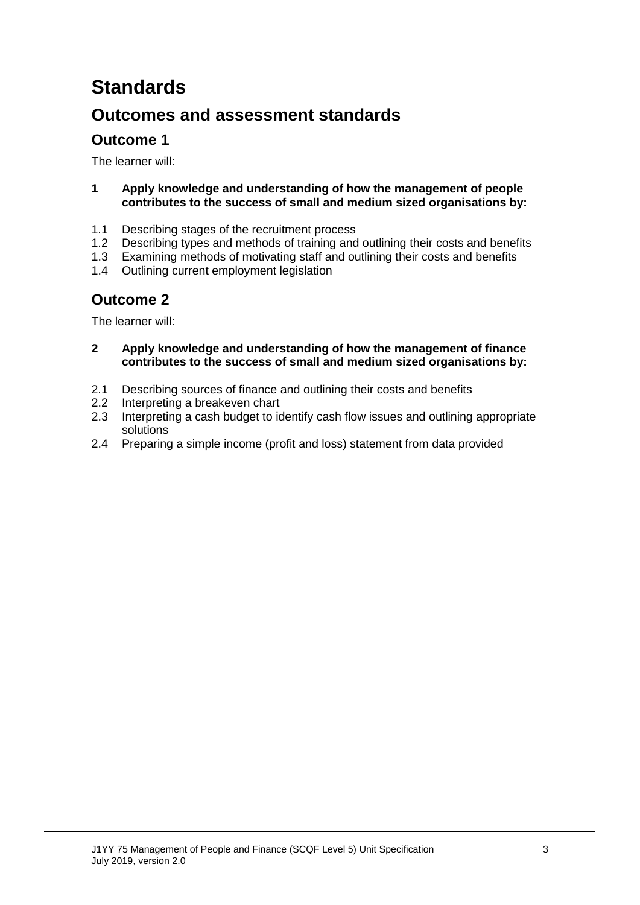# Standards

## Outcomes and assessment standards

### Outcome 1

The learner will:

**1 Apply knowledge and understanding of how the management of people contributes to the success of small and medium sized organisations by:**

1.1 Describing stages of the recruitment process
1.2 Describing types and methods of training and outlining their costs and benefits
1.3 Examining methods of motivating staff and outlining their costs and benefits
1.4 Outlining current employment legislation

### Outcome 2

The learner will:

**2 Apply knowledge and understanding of how the management of finance contributes to the success of small and medium sized organisations by:**

2.1 Describing sources of finance and outlining their costs and benefits
2.2 Interpreting a breakeven chart
2.3 Interpreting a cash budget to identify cash flow issues and outlining appropriate solutions
2.4 Preparing a simple income (profit and loss) statement from data provided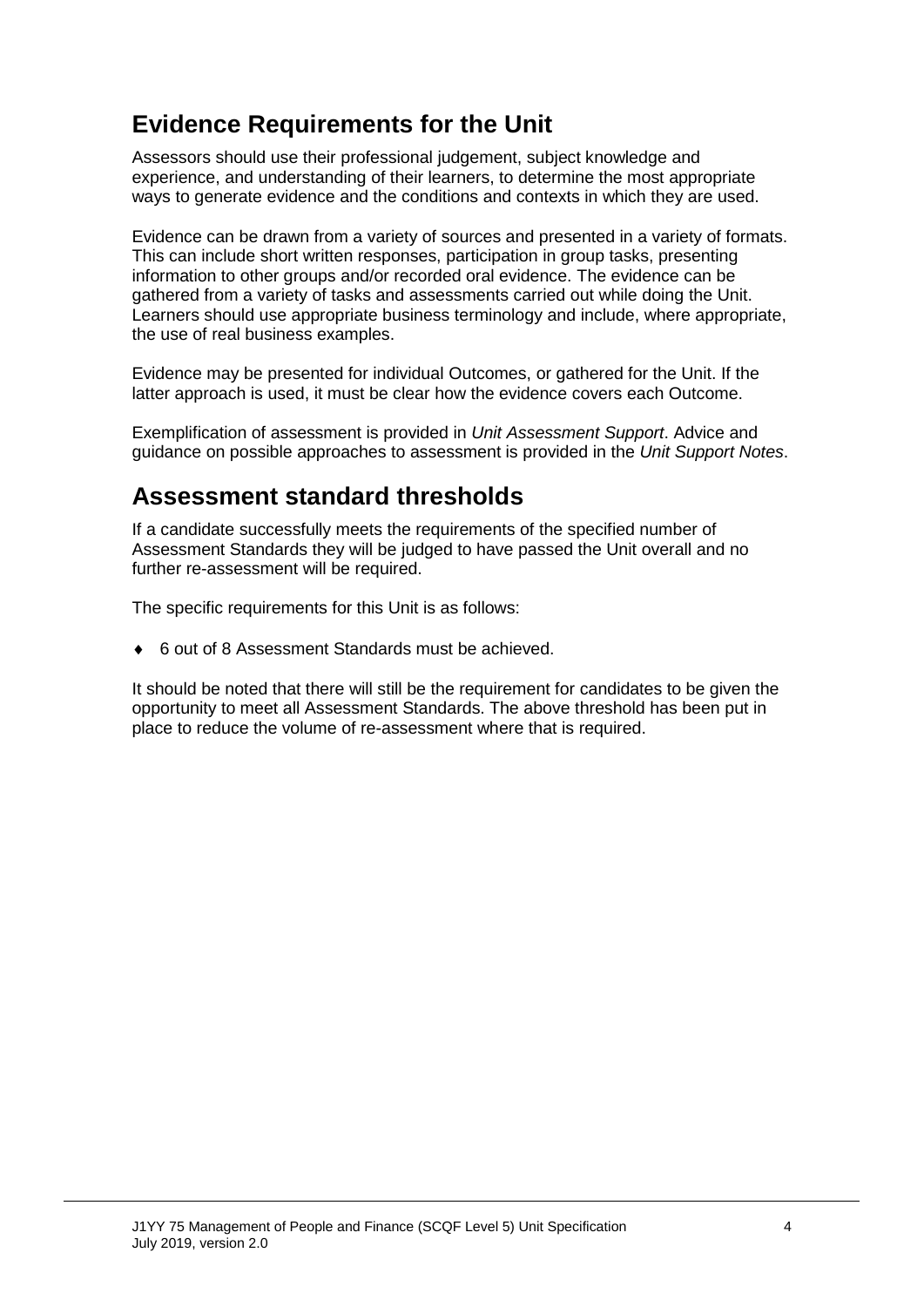## Evidence Requirements for the Unit

Assessors should use their professional judgement, subject knowledge and experience, and understanding of their learners, to determine the most appropriate ways to generate evidence and the conditions and contexts in which they are used.

Evidence can be drawn from a variety of sources and presented in a variety of formats. This can include short written responses, participation in group tasks, presenting information to other groups and/or recorded oral evidence. The evidence can be gathered from a variety of tasks and assessments carried out while doing the Unit. Learners should use appropriate business terminology and include, where appropriate, the use of real business examples.

Evidence may be presented for individual Outcomes, or gathered for the Unit. If the latter approach is used, it must be clear how the evidence covers each Outcome.

Exemplification of assessment is provided in *Unit Assessment Support*. Advice and guidance on possible approaches to assessment is provided in the *Unit Support Notes*.

## Assessment standard thresholds

If a candidate successfully meets the requirements of the specified number of Assessment Standards they will be judged to have passed the Unit overall and no further re-assessment will be required.

The specific requirements for this Unit is as follows:

- 6 out of 8 Assessment Standards must be achieved.

It should be noted that there will still be the requirement for candidates to be given the opportunity to meet all Assessment Standards. The above threshold has been put in place to reduce the volume of re-assessment where that is required.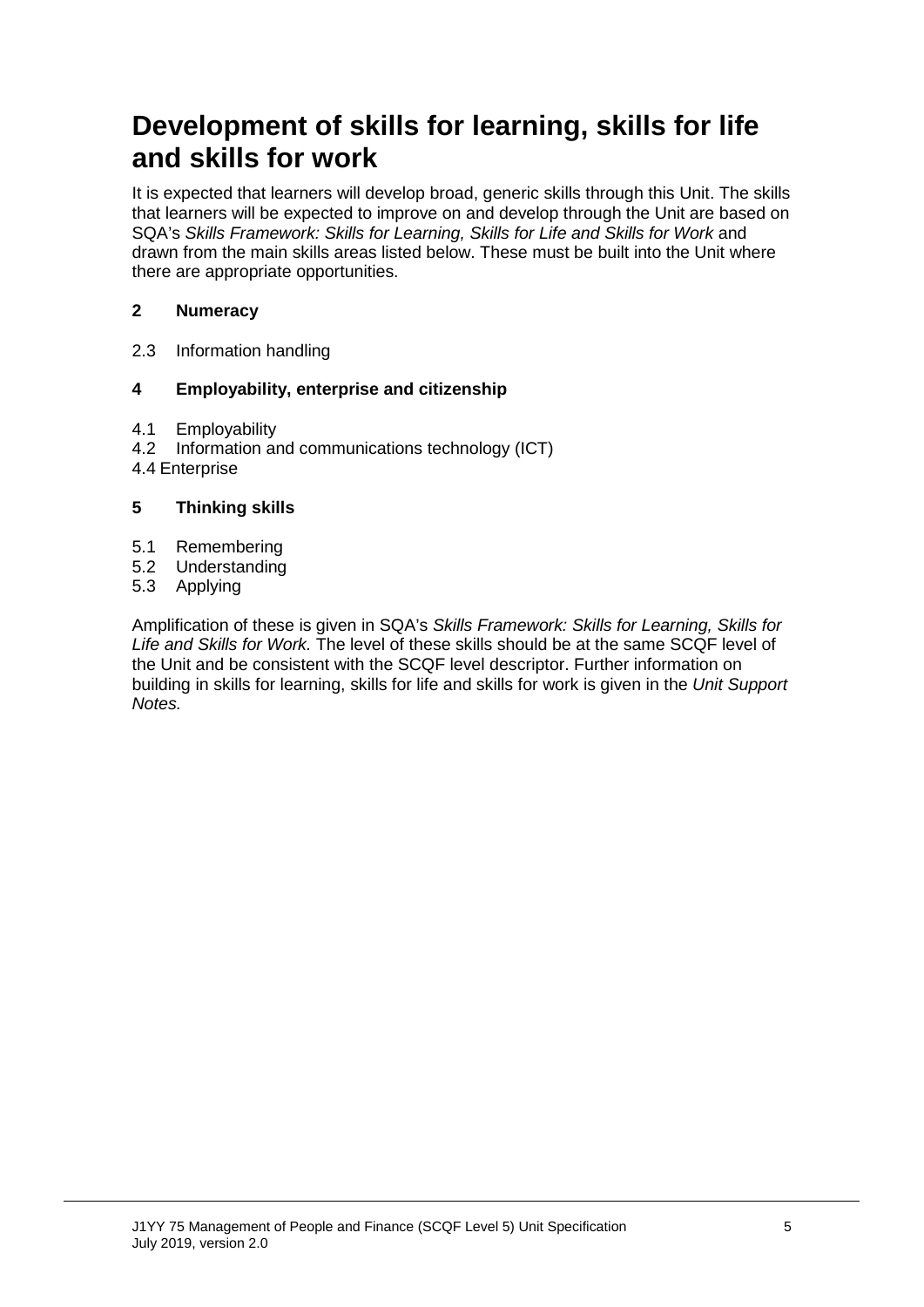# Development of skills for learning, skills for life and skills for work

It is expected that learners will develop broad, generic skills through this Unit. The skills that learners will be expected to improve on and develop through the Unit are based on SQA's *Skills Framework: Skills for Learning, Skills for Life and Skills for Work* and drawn from the main skills areas listed below. These must be built into the Unit where there are appropriate opportunities.

**2 Numeracy**

2.3 Information handling

**4 Employability, enterprise and citizenship**

4.1 Employability
4.2 Information and communications technology (ICT)
4.4 Enterprise

**5 Thinking skills**

5.1 Remembering
5.2 Understanding
5.3 Applying

Amplification of these is given in SQA's *Skills Framework: Skills for Learning, Skills for Life and Skills for Work.* The level of these skills should be at the same SCQF level of the Unit and be consistent with the SCQF level descriptor. Further information on building in skills for learning, skills for life and skills for work is given in the *Unit Support Notes.*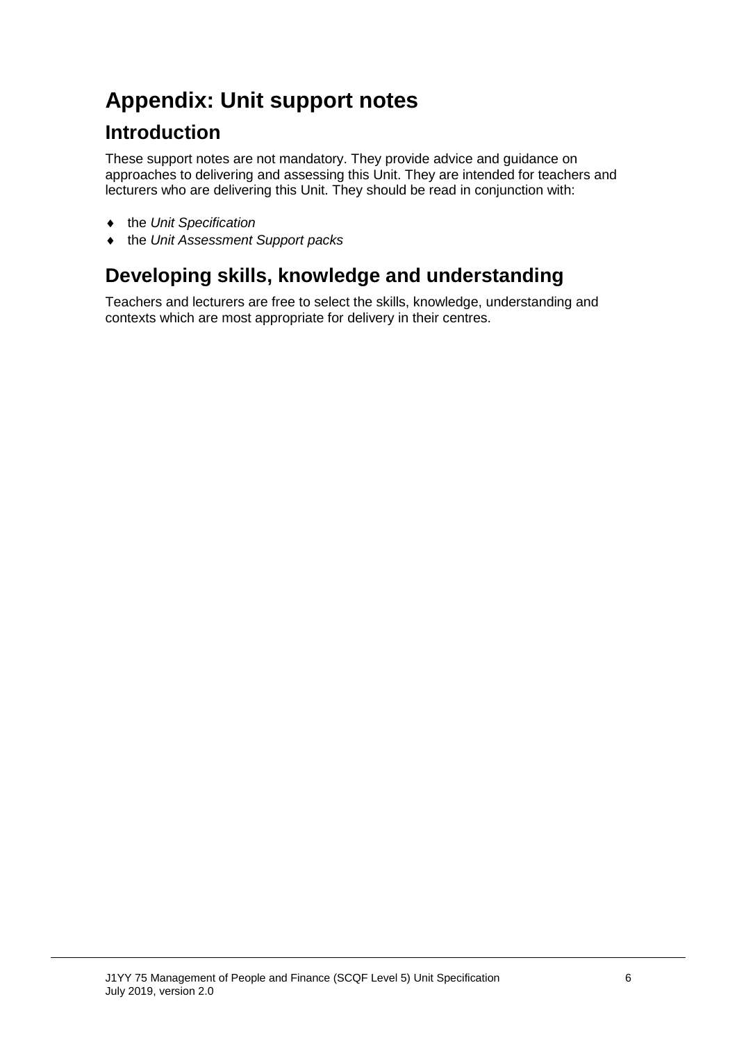# Appendix: Unit support notes

## Introduction

These support notes are not mandatory. They provide advice and guidance on approaches to delivering and assessing this Unit. They are intended for teachers and lecturers who are delivering this Unit. They should be read in conjunction with:

- the *Unit Specification*
- the *Unit Assessment Support packs*

## Developing skills, knowledge and understanding

Teachers and lecturers are free to select the skills, knowledge, understanding and contexts which are most appropriate for delivery in their centres.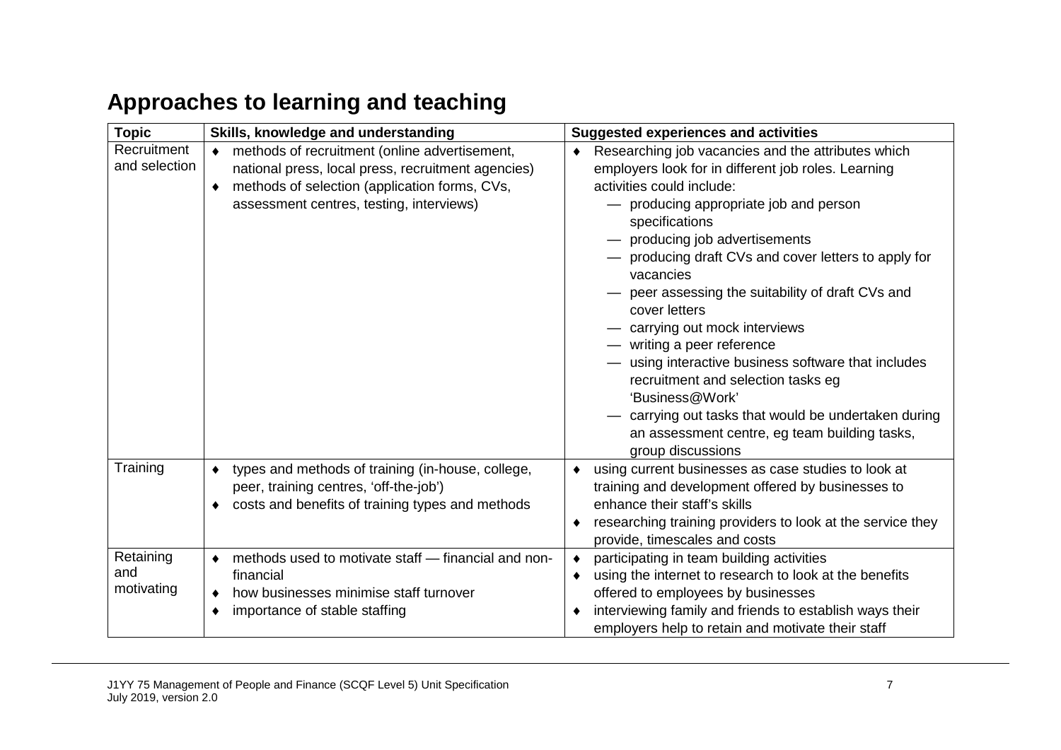## Approaches to learning and teaching

| Topic | Skills, knowledge and understanding | Suggested experiences and activities |
|---|---|---|
| Recruitment and selection | ♦ methods of recruitment (online advertisement, national press, local press, recruitment agencies)<br>♦ methods of selection (application forms, CVs, assessment centres, testing, interviews) | ♦ Researching job vacancies and the attributes which employers look for in different job roles. Learning activities could include:<br>— producing appropriate job and person specifications<br>— producing job advertisements<br>— producing draft CVs and cover letters to apply for vacancies<br>— peer assessing the suitability of draft CVs and cover letters<br>— carrying out mock interviews<br>— writing a peer reference<br>— using interactive business software that includes recruitment and selection tasks eg 'Business@Work'<br>— carrying out tasks that would be undertaken during an assessment centre, eg team building tasks, group discussions |
| Training | ♦ types and methods of training (in-house, college, peer, training centres, 'off-the-job')<br>♦ costs and benefits of training types and methods | ♦ using current businesses as case studies to look at training and development offered by businesses to enhance their staff's skills<br>♦ researching training providers to look at the service they provide, timescales and costs |
| Retaining and motivating | ♦ methods used to motivate staff — financial and non-financial<br>♦ how businesses minimise staff turnover<br>♦ importance of stable staffing | ♦ participating in team building activities<br>♦ using the internet to research to look at the benefits offered to employees by businesses<br>♦ interviewing family and friends to establish ways their employers help to retain and motivate their staff |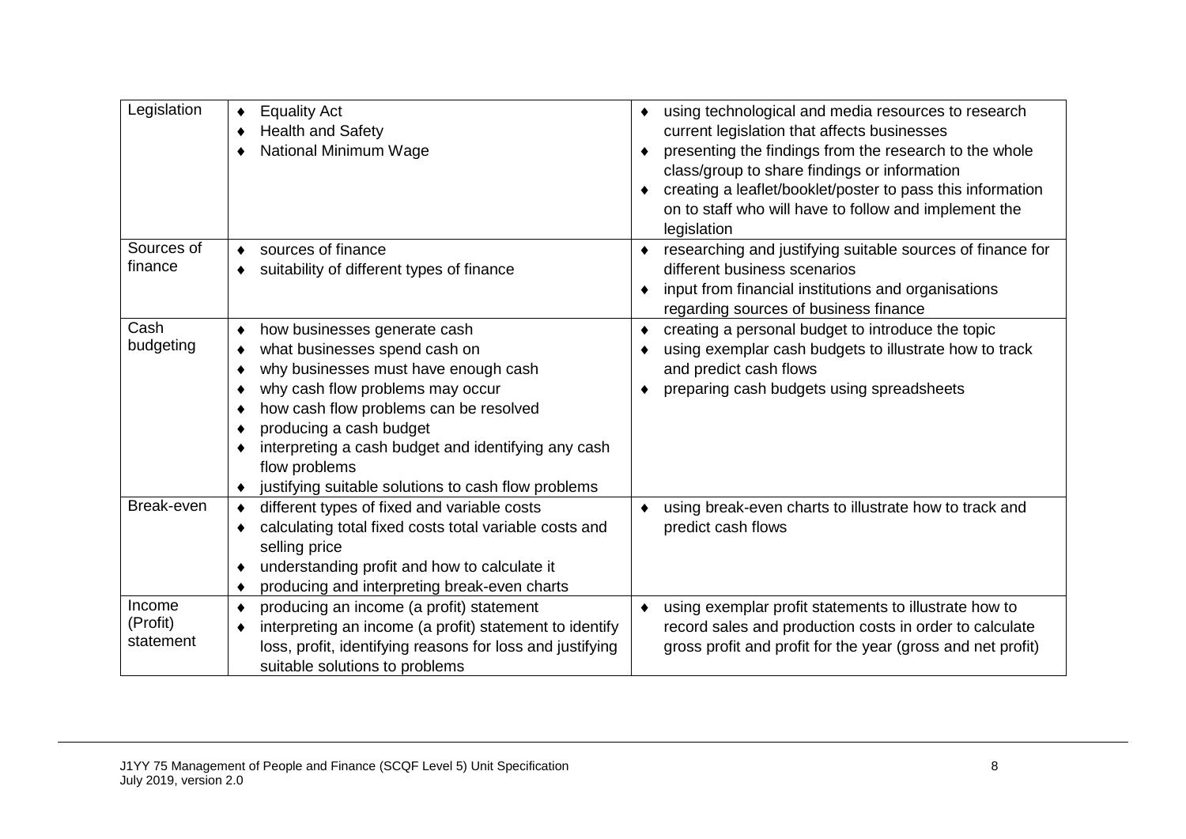| Legislation | ♦ Equality Act<br>♦ Health and Safety<br>♦ National Minimum Wage | ♦ using technological and media resources to research current legislation that affects businesses<br>♦ presenting the findings from the research to the whole class/group to share findings or information<br>♦ creating a leaflet/booklet/poster to pass this information on to staff who will have to follow and implement the legislation |
|---|---|---|
| Sources of finance | ♦ sources of finance<br>♦ suitability of different types of finance | ♦ researching and justifying suitable sources of finance for different business scenarios<br>♦ input from financial institutions and organisations regarding sources of business finance |
| Cash budgeting | ♦ how businesses generate cash<br>♦ what businesses spend cash on<br>♦ why businesses must have enough cash<br>♦ why cash flow problems may occur<br>♦ how cash flow problems can be resolved<br>♦ producing a cash budget<br>♦ interpreting a cash budget and identifying any cash flow problems<br>♦ justifying suitable solutions to cash flow problems | ♦ creating a personal budget to introduce the topic<br>♦ using exemplar cash budgets to illustrate how to track and predict cash flows<br>♦ preparing cash budgets using spreadsheets |
| Break-even | ♦ different types of fixed and variable costs<br>♦ calculating total fixed costs total variable costs and selling price<br>♦ understanding profit and how to calculate it<br>♦ producing and interpreting break-even charts | ♦ using break-even charts to illustrate how to track and predict cash flows |
| Income (Profit) statement | ♦ producing an income (a profit) statement<br>♦ interpreting an income (a profit) statement to identify loss, profit, identifying reasons for loss and justifying suitable solutions to problems | ♦ using exemplar profit statements to illustrate how to record sales and production costs in order to calculate gross profit and profit for the year (gross and net profit) |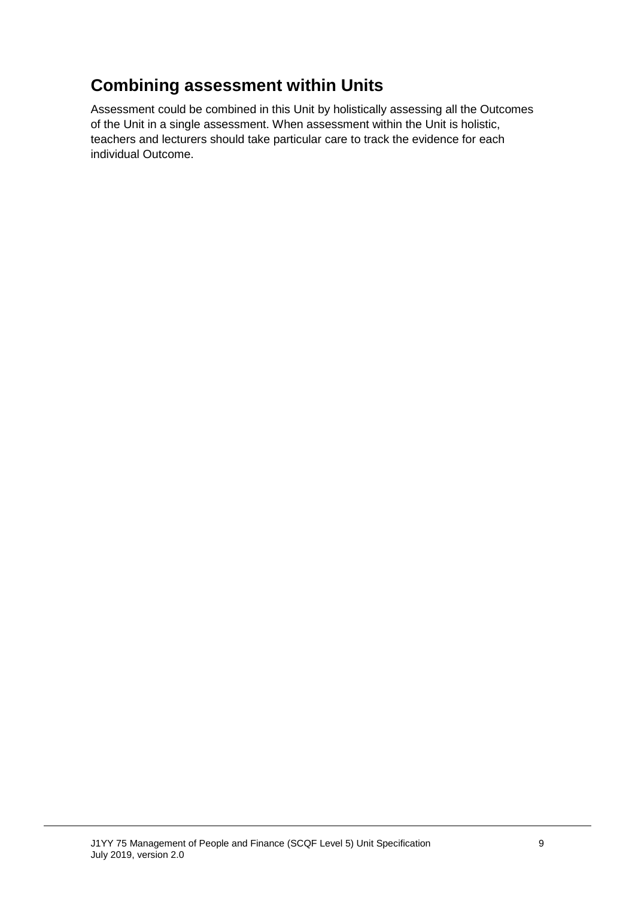## Combining assessment within Units

Assessment could be combined in this Unit by holistically assessing all the Outcomes of the Unit in a single assessment. When assessment within the Unit is holistic, teachers and lecturers should take particular care to track the evidence for each individual Outcome.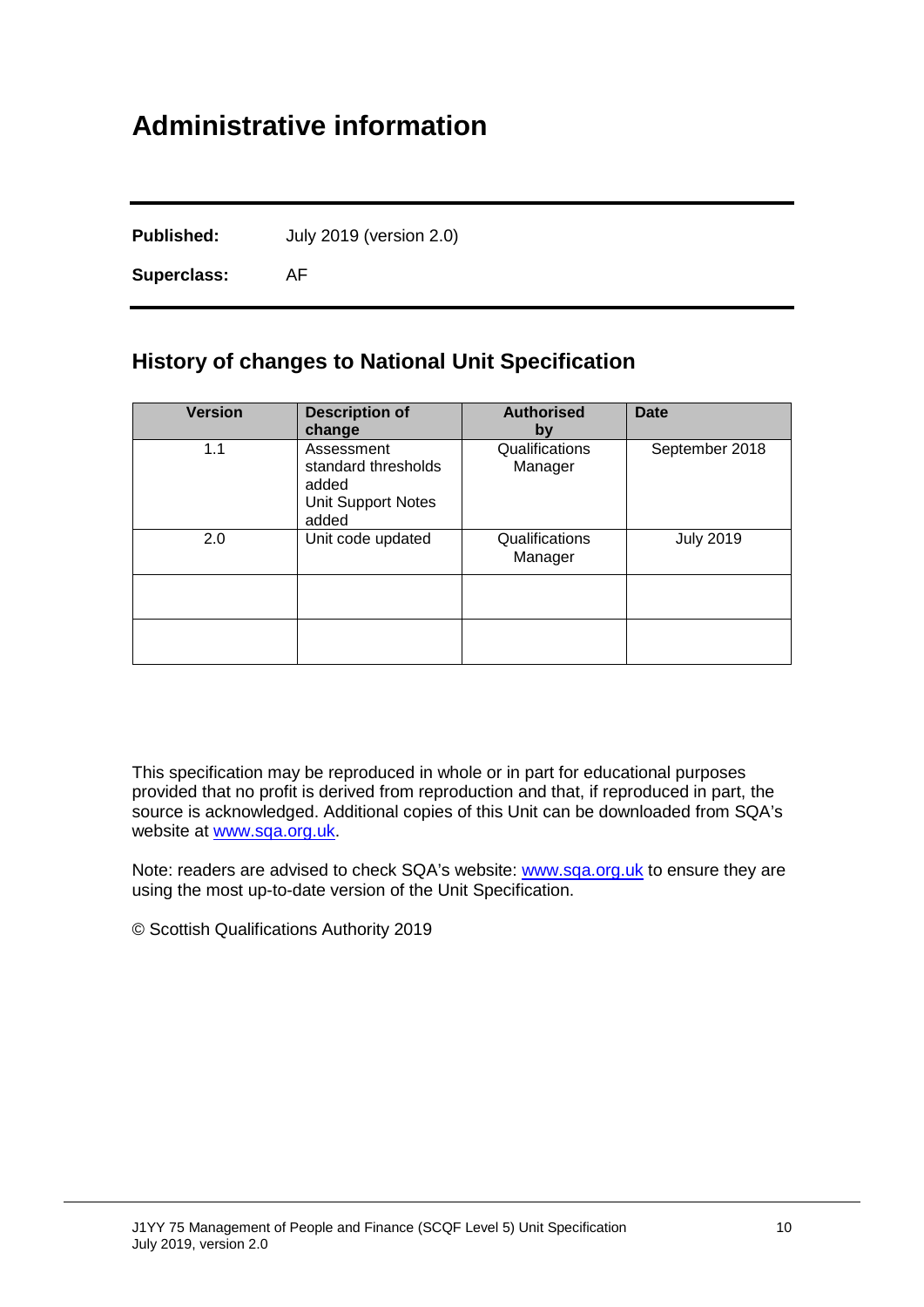# Administrative information

**Published:** July 2019 (version 2.0)

**Superclass:** AF

## History of changes to National Unit Specification

| Version | Description of change | Authorised by | Date |
|---|---|---|---|
| 1.1 | Assessment standard thresholds added<br>Unit Support Notes added | Qualifications Manager | September 2018 |
| 2.0 | Unit code updated | Qualifications Manager | July 2019 |
| | | | |
| | | | |

This specification may be reproduced in whole or in part for educational purposes provided that no profit is derived from reproduction and that, if reproduced in part, the source is acknowledged. Additional copies of this Unit can be downloaded from SQA's website at www.sqa.org.uk.

Note: readers are advised to check SQA's website: www.sqa.org.uk to ensure they are using the most up-to-date version of the Unit Specification.

© Scottish Qualifications Authority 2019